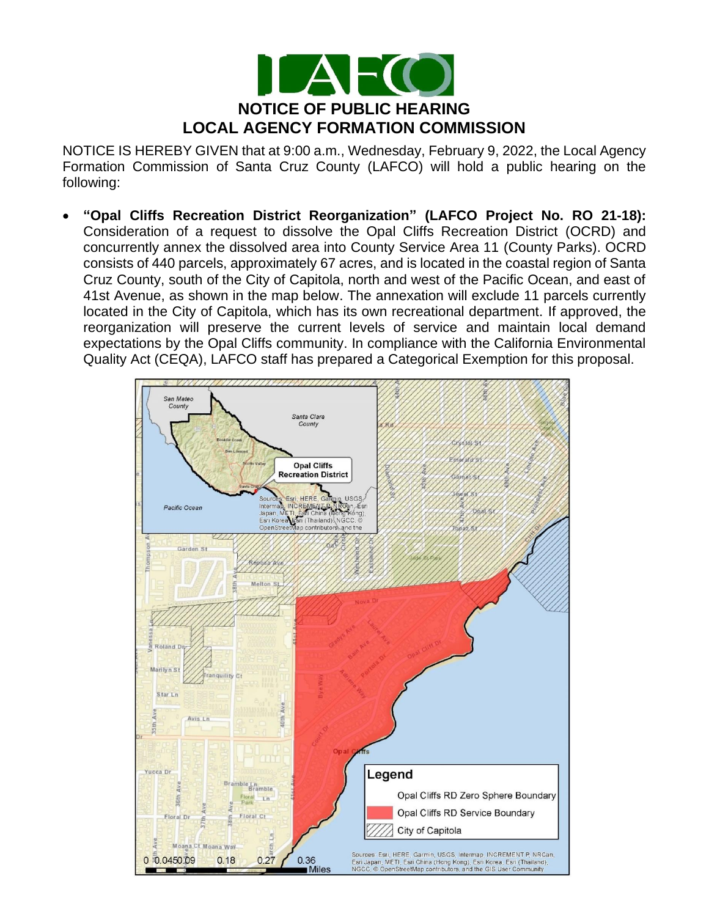# NOTICE OF PUBLIC HEARING
## LOCAL AGENCY FORMATION COMMISSION

NOTICE IS HEREBY GIVEN that at 9:00 a.m., Wednesday, February 9, 2022, the Local Agency Formation Commission of Santa Cruz County (LAFCO) will hold a public hearing on the following:

- **"Opal Cliffs Recreation District Reorganization" (LAFCO Project No. RO 21-18):** Consideration of a request to dissolve the Opal Cliffs Recreation District (OCRD) and concurrently annex the dissolved area into County Service Area 11 (County Parks). OCRD consists of 440 parcels, approximately 67 acres, and is located in the coastal region of Santa Cruz County, south of the City of Capitola, north and west of the Pacific Ocean, and east of 41st Avenue, as shown in the map below. The annexation will exclude 11 parcels currently located in the City of Capitola, which has its own recreational department. If approved, the reorganization will preserve the current levels of service and maintain local demand expectations by the Opal Cliffs community. In compliance with the California Environmental Quality Act (CEQA), LAFCO staff has prepared a Categorical Exemption for this proposal.

Legend:
- Opal Cliffs RD Zero Sphere Boundary
- Opal Cliffs RD Service Boundary
- City of Capitola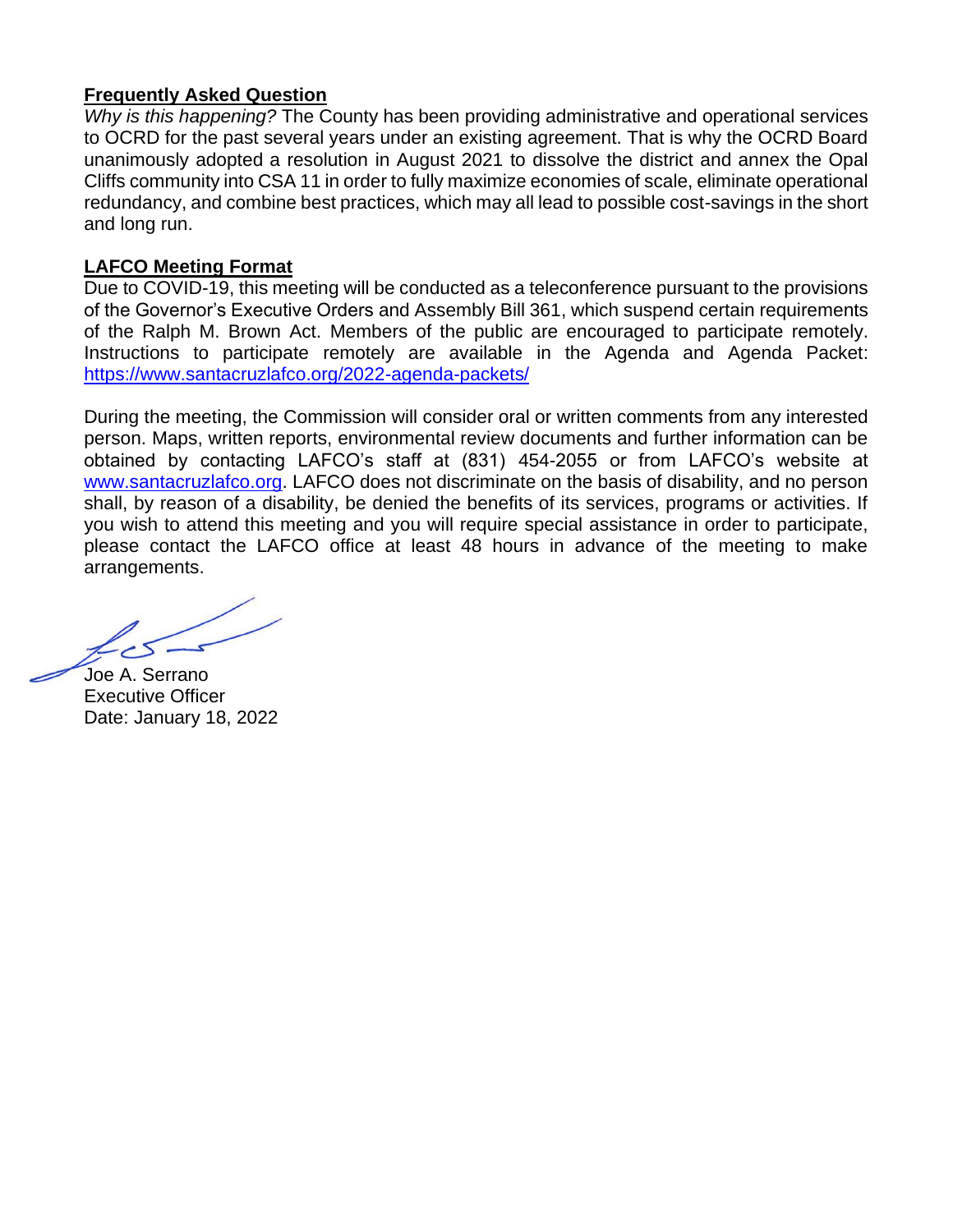**Frequently Asked Question**

*Why is this happening?* The County has been providing administrative and operational services to OCRD for the past several years under an existing agreement. That is why the OCRD Board unanimously adopted a resolution in August 2021 to dissolve the district and annex the Opal Cliffs community into CSA 11 in order to fully maximize economies of scale, eliminate operational redundancy, and combine best practices, which may all lead to possible cost-savings in the short and long run.

**LAFCO Meeting Format**

Due to COVID-19, this meeting will be conducted as a teleconference pursuant to the provisions of the Governor's Executive Orders and Assembly Bill 361, which suspend certain requirements of the Ralph M. Brown Act. Members of the public are encouraged to participate remotely. Instructions to participate remotely are available in the Agenda and Agenda Packet: [https://www.santacruzlafco.org/2022-agenda-packets/](https://www.santacruzlafco.org/2022-agenda-packets/)

During the meeting, the Commission will consider oral or written comments from any interested person. Maps, written reports, environmental review documents and further information can be obtained by contacting LAFCO's staff at (831) 454-2055 or from LAFCO's website at [www.santacruzlafco.org](http://www.santacruzlafco.org). LAFCO does not discriminate on the basis of disability, and no person shall, by reason of a disability, be denied the benefits of its services, programs or activities. If you wish to attend this meeting and you will require special assistance in order to participate, please contact the LAFCO office at least 48 hours in advance of the meeting to make arrangements.

Joe A. Serrano
Executive Officer
Date: January 18, 2022